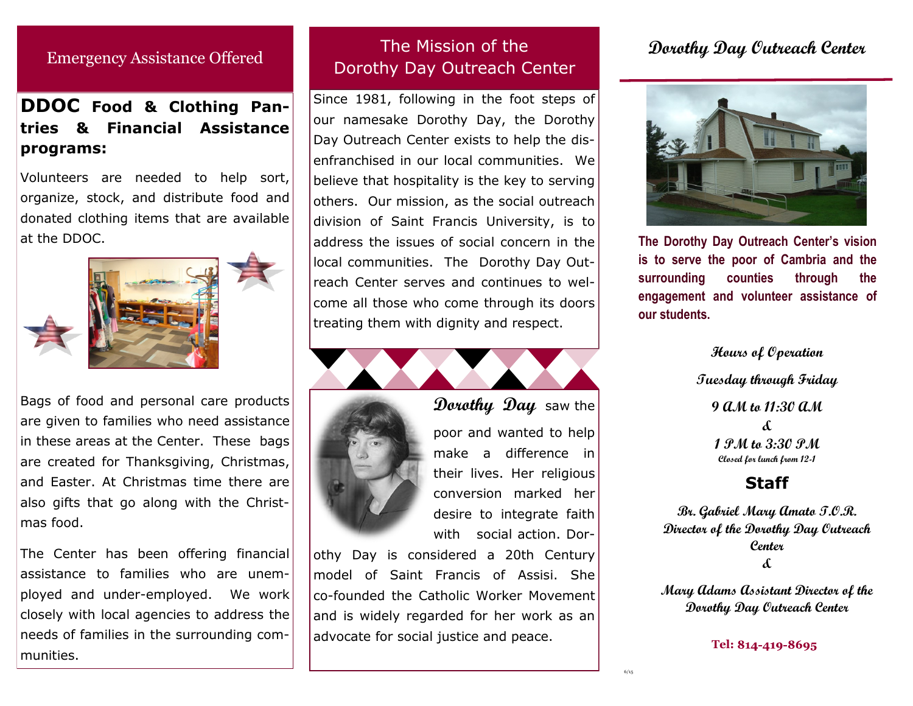## Emergency Assistance Offered

### **DDOC** Food & Clothing Pantries & Financial Assistance programs:

Volunteers are needed to help sort, organize, stock, and distribute food and donated clothing items that are available at the DDOC.

Bags of food and personal care products are given to families who need assistance in these areas at the Center. These bags are created for Thanksgiving, Christmas, and Easter. At Christmas time there are also gifts that go along with the Christmas food.

The Center has been offering financial assistance to families who are unemployed and under-employed. We work closely with local agencies to address the needs of families in the surrounding communities.

## The Mission of the Dorothy Day Outreach Center

Since 1981, following in the foot steps of our namesake Dorothy Day, the Dorothy Day Outreach Center exists to help the disenfranchised in our local communities. We believe that hospitality is the key to serving others. Our mission, as the social outreach division of Saint Francis University, is to address the issues of social concern in the local communities. The Dorothy Day Outreach Center serves and continues to welcome all those who come through its doors treating them with dignity and respect.

**Dorothy Day** saw the poor and wanted to help make a difference in their lives. Her religious conversion marked her desire to integrate faith with social action. Dorothy Day is considered a 20th Century model of Saint Francis of Assisi. She co-founded the Catholic Worker Movement and is widely regarded for her work as an advocate for social justice and peace.

## Dorothy Day Outreach Center

**The Dorothy Day Outreach Center's vision is to serve the poor of Cambria and the surrounding counties through the engagement and volunteer assistance of our students.**

**Hours of Operation**

**Tuesday through Friday**

**9 AM to 11:30 AM**

**&**

**1 PM to 3:30 PM**

Closed for lunch from 12-1

### Staff

**Br. Gabriel Mary Amato T.O.R.**
**Director of the Dorothy Day Outreach Center**

**&**

**Mary Adams Assistant Director of the Dorothy Day Outreach Center**

**Tel: 814-419-8695**

6/15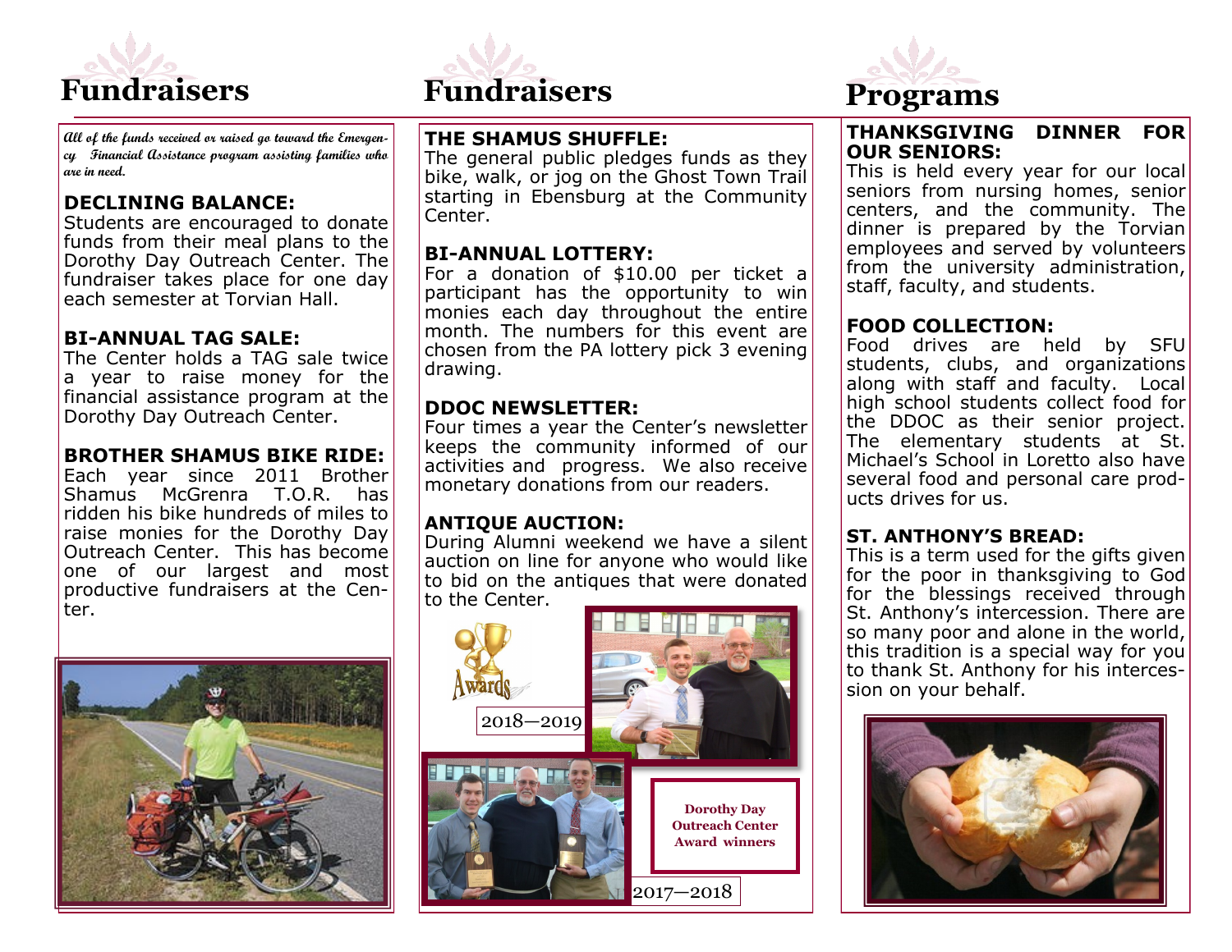# Fundraisers

*All of the funds received or raised go toward the Emergency Financial Assistance program assisting families who are in need.*

**DECLINING BALANCE:**
Students are encouraged to donate funds from their meal plans to the Dorothy Day Outreach Center. The fundraiser takes place for one day each semester at Torvian Hall.

**BI-ANNUAL TAG SALE:**
The Center holds a TAG sale twice a year to raise money for the financial assistance program at the Dorothy Day Outreach Center.

**BROTHER SHAMUS BIKE RIDE:**
Each year since 2011 Brother Shamus McGrenra T.O.R. has ridden his bike hundreds of miles to raise monies for the Dorothy Day Outreach Center. This has become one of our largest and most productive fundraisers at the Center.

# Fundraisers

**THE SHAMUS SHUFFLE:**
The general public pledges funds as they bike, walk, or jog on the Ghost Town Trail starting in Ebensburg at the Community Center.

**BI-ANNUAL LOTTERY:**
For a donation of $10.00 per ticket a participant has the opportunity to win monies each day throughout the entire month. The numbers for this event are chosen from the PA lottery pick 3 evening drawing.

**DDOC NEWSLETTER:**
Four times a year the Center's newsletter keeps the community informed of our activities and progress. We also receive monetary donations from our readers.

**ANTIQUE AUCTION:**
During Alumni weekend we have a silent auction on line for anyone who would like to bid on the antiques that were donated to the Center.

Awards

2018—2019

Dorothy Day Outreach Center Award winners

2017—2018

# Programs

**THANKSGIVING DINNER FOR OUR SENIORS:**
This is held every year for our local seniors from nursing homes, senior centers, and the community. The dinner is prepared by the Torvian employees and served by volunteers from the university administration, staff, faculty, and students.

**FOOD COLLECTION:**
Food drives are held by SFU students, clubs, and organizations along with staff and faculty. Local high school students collect food for the DDOC as their senior project. The elementary students at St. Michael's School in Loretto also have several food and personal care products drives for us.

**ST. ANTHONY'S BREAD:**
This is a term used for the gifts given for the poor in thanksgiving to God for the blessings received through St. Anthony's intercession. There are so many poor and alone in the world, this tradition is a special way for you to thank St. Anthony for his intercession on your behalf.